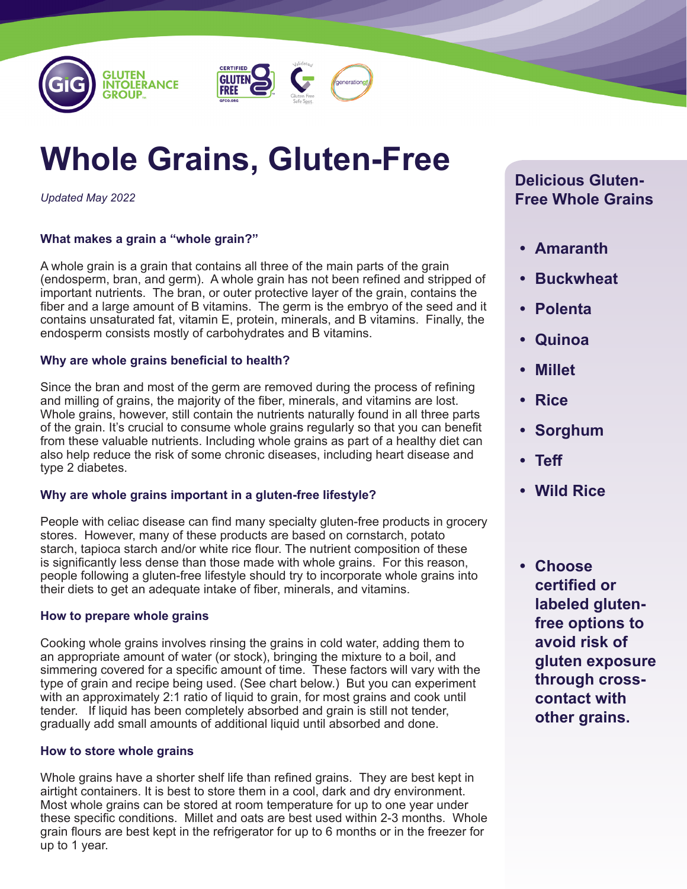# Whole Grains, Gluten-Free

*Updated May 2022*

### What makes a grain a "whole grain?"

A whole grain is a grain that contains all three of the main parts of the grain (endosperm, bran, and germ). A whole grain has not been refined and stripped of important nutrients. The bran, or outer protective layer of the grain, contains the fiber and a large amount of B vitamins. The germ is the embryo of the seed and it contains unsaturated fat, vitamin E, protein, minerals, and B vitamins. Finally, the endosperm consists mostly of carbohydrates and B vitamins.

### Why are whole grains beneficial to health?

Since the bran and most of the germ are removed during the process of refining and milling of grains, the majority of the fiber, minerals, and vitamins are lost. Whole grains, however, still contain the nutrients naturally found in all three parts of the grain. It's crucial to consume whole grains regularly so that you can benefit from these valuable nutrients. Including whole grains as part of a healthy diet can also help reduce the risk of some chronic diseases, including heart disease and type 2 diabetes.

### Why are whole grains important in a gluten-free lifestyle?

People with celiac disease can find many specialty gluten-free products in grocery stores. However, many of these products are based on cornstarch, potato starch, tapioca starch and/or white rice flour. The nutrient composition of these is significantly less dense than those made with whole grains. For this reason, people following a gluten-free lifestyle should try to incorporate whole grains into their diets to get an adequate intake of fiber, minerals, and vitamins.

### How to prepare whole grains

Cooking whole grains involves rinsing the grains in cold water, adding them to an appropriate amount of water (or stock), bringing the mixture to a boil, and simmering covered for a specific amount of time. These factors will vary with the type of grain and recipe being used. (See chart below.) But you can experiment with an approximately 2:1 ratio of liquid to grain, for most grains and cook until tender. If liquid has been completely absorbed and grain is still not tender, gradually add small amounts of additional liquid until absorbed and done.

### How to store whole grains

Whole grains have a shorter shelf life than refined grains. They are best kept in airtight containers. It is best to store them in a cool, dark and dry environment. Most whole grains can be stored at room temperature for up to one year under these specific conditions. Millet and oats are best used within 2-3 months. Whole grain flours are best kept in the refrigerator for up to 6 months or in the freezer for up to 1 year.

### Delicious Gluten-Free Whole Grains

- **Amaranth**
- **Buckwheat**
- **Polenta**
- **Quinoa**
- **Millet**
- **Rice**
- **Sorghum**
- **Teff**
- **Wild Rice**

- **Choose certified or labeled gluten-free options to avoid risk of gluten exposure through cross-contact with other grains.**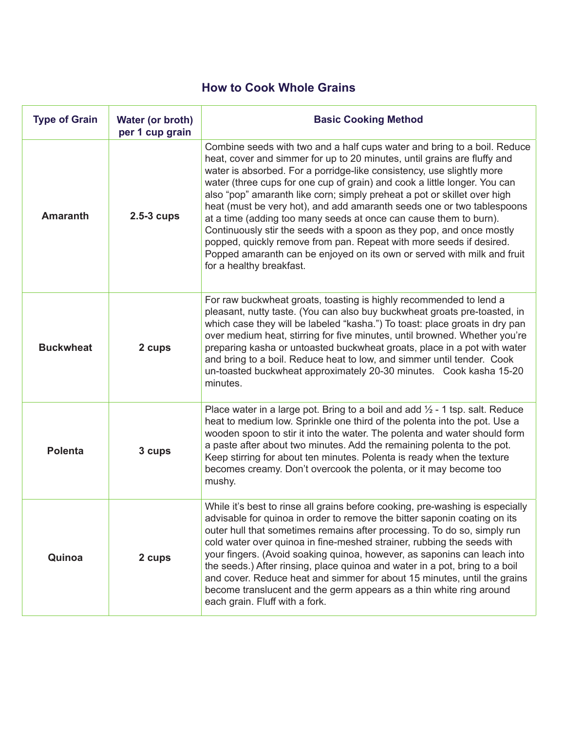## How to Cook Whole Grains

| Type of Grain | Water (or broth) per 1 cup grain | Basic Cooking Method |
|---|---|---|
| **Amaranth** | **2.5-3 cups** | Combine seeds with two and a half cups water and bring to a boil. Reduce heat, cover and simmer for up to 20 minutes, until grains are fluffy and water is absorbed. For a porridge-like consistency, use slightly more water (three cups for one cup of grain) and cook a little longer. You can also "pop" amaranth like corn; simply preheat a pot or skillet over high heat (must be very hot), and add amaranth seeds one or two tablespoons at a time (adding too many seeds at once can cause them to burn). Continuously stir the seeds with a spoon as they pop, and once mostly popped, quickly remove from pan. Repeat with more seeds if desired. Popped amaranth can be enjoyed on its own or served with milk and fruit for a healthy breakfast. |
| **Buckwheat** | **2 cups** | For raw buckwheat groats, toasting is highly recommended to lend a pleasant, nutty taste. (You can also buy buckwheat groats pre-toasted, in which case they will be labeled "kasha.") To toast: place groats in dry pan over medium heat, stirring for five minutes, until browned. Whether you're preparing kasha or untoasted buckwheat groats, place in a pot with water and bring to a boil. Reduce heat to low, and simmer until tender. Cook un-toasted buckwheat approximately 20-30 minutes. Cook kasha 15-20 minutes. |
| **Polenta** | **3 cups** | Place water in a large pot. Bring to a boil and add ½ - 1 tsp. salt. Reduce heat to medium low. Sprinkle one third of the polenta into the pot. Use a wooden spoon to stir it into the water. The polenta and water should form a paste after about two minutes. Add the remaining polenta to the pot. Keep stirring for about ten minutes. Polenta is ready when the texture becomes creamy. Don't overcook the polenta, or it may become too mushy. |
| **Quinoa** | **2 cups** | While it's best to rinse all grains before cooking, pre-washing is especially advisable for quinoa in order to remove the bitter saponin coating on its outer hull that sometimes remains after processing. To do so, simply run cold water over quinoa in fine-meshed strainer, rubbing the seeds with your fingers. (Avoid soaking quinoa, however, as saponins can leach into the seeds.) After rinsing, place quinoa and water in a pot, bring to a boil and cover. Reduce heat and simmer for about 15 minutes, until the grains become translucent and the germ appears as a thin white ring around each grain. Fluff with a fork. |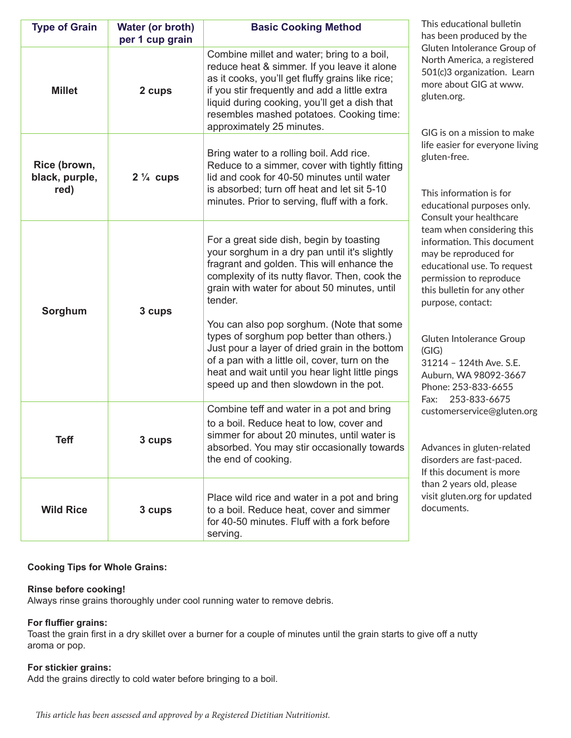| Type of Grain | Water (or broth) per 1 cup grain | Basic Cooking Method |
| --- | --- | --- |
| Millet | 2 cups | Combine millet and water; bring to a boil, reduce heat & simmer. If you leave it alone as it cooks, you'll get fluffy grains like rice; if you stir frequently and add a little extra liquid during cooking, you'll get a dish that resembles mashed potatoes. Cooking time: approximately 25 minutes. |
| Rice (brown, black, purple, red) | 2 ¼ cups | Bring water to a rolling boil. Add rice. Reduce to a simmer, cover with tightly fitting lid and cook for 40-50 minutes until water is absorbed; turn off heat and let sit 5-10 minutes. Prior to serving, fluff with a fork. |
| Sorghum | 3 cups | For a great side dish, begin by toasting your sorghum in a dry pan until it's slightly fragrant and golden. This will enhance the complexity of its nutty flavor. Then, cook the grain with water for about 50 minutes, until tender.<br><br>You can also pop sorghum. (Note that some types of sorghum pop better than others.) Just pour a layer of dried grain in the bottom of a pan with a little oil, cover, turn on the heat and wait until you hear light little pings speed up and then slowdown in the pot. |
| Teff | 3 cups | Combine teff and water in a pot and bring to a boil. Reduce heat to low, cover and simmer for about 20 minutes, until water is absorbed. You may stir occasionally towards the end of cooking. |
| Wild Rice | 3 cups | Place wild rice and water in a pot and bring to a boil. Reduce heat, cover and simmer for 40-50 minutes. Fluff with a fork before serving. |

This educational bulletin has been produced by the Gluten Intolerance Group of North America, a registered 501(c)3 organization. Learn more about GIG at www.gluten.org.

GIG is on a mission to make life easier for everyone living gluten-free.

This information is for educational purposes only. Consult your healthcare team when considering this information. This document may be reproduced for educational use. To request permission to reproduce this bulletin for any other purpose, contact:

Gluten Intolerance Group (GIG)
31214 – 124th Ave. S.E.
Auburn, WA 98092-3667
Phone: 253-833-6655
Fax: 253-833-6675
customerservice@gluten.org

Advances in gluten-related disorders are fast-paced. If this document is more than 2 years old, please visit gluten.org for updated documents.

**Cooking Tips for Whole Grains:**

**Rinse before cooking!**
Always rinse grains thoroughly under cool running water to remove debris.

**For fluffier grains:**
Toast the grain first in a dry skillet over a burner for a couple of minutes until the grain starts to give off a nutty aroma or pop.

**For stickier grains:**
Add the grains directly to cold water before bringing to a boil.

*This article has been assessed and approved by a Registered Dietitian Nutritionist.*